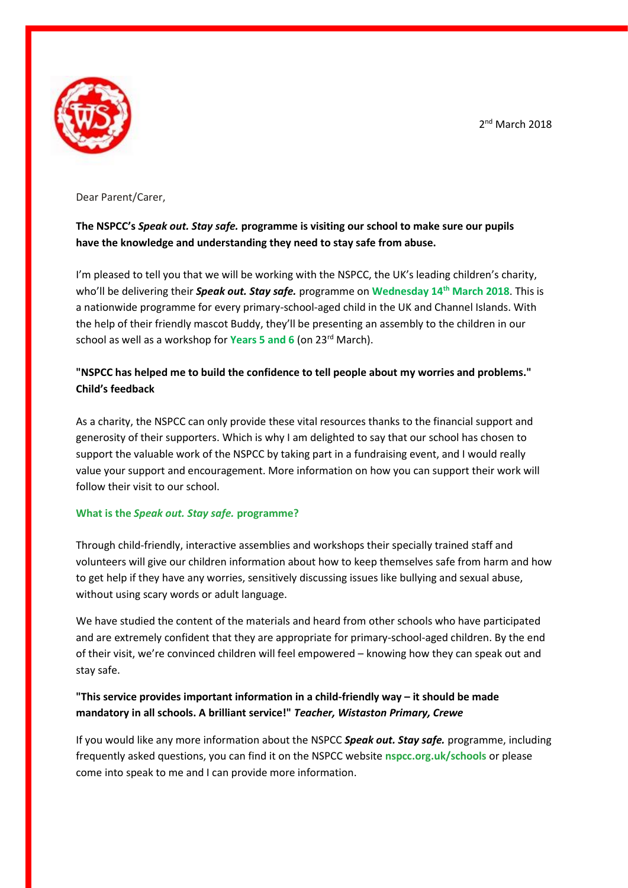2nd March 2018

Dear Parent/Carer,

**The NSPCC's *Speak out. Stay safe.* programme is visiting our school to make sure our pupils have the knowledge and understanding they need to stay safe from abuse.**

I'm pleased to tell you that we will be working with the NSPCC, the UK's leading children's charity, who'll be delivering their ***Speak out. Stay safe.*** programme on **Wednesday 14th March 2018**. This is a nationwide programme for every primary-school-aged child in the UK and Channel Islands. With the help of their friendly mascot Buddy, they'll be presenting an assembly to the children in our school as well as a workshop for **Years 5 and 6** (on 23rd March).

**"NSPCC has helped me to build the confidence to tell people about my worries and problems." Child's feedback**

As a charity, the NSPCC can only provide these vital resources thanks to the financial support and generosity of their supporters. Which is why I am delighted to say that our school has chosen to support the valuable work of the NSPCC by taking part in a fundraising event, and I would really value your support and encouragement. More information on how you can support their work will follow their visit to our school.

### What is the *Speak out. Stay safe.* programme?

Through child-friendly, interactive assemblies and workshops their specially trained staff and volunteers will give our children information about how to keep themselves safe from harm and how to get help if they have any worries, sensitively discussing issues like bullying and sexual abuse, without using scary words or adult language.

We have studied the content of the materials and heard from other schools who have participated and are extremely confident that they are appropriate for primary-school-aged children. By the end of their visit, we're convinced children will feel empowered – knowing how they can speak out and stay safe.

**"This service provides important information in a child-friendly way – it should be made mandatory in all schools. A brilliant service!" *Teacher, Wistaston Primary, Crewe***

If you would like any more information about the NSPCC ***Speak out. Stay safe.*** programme, including frequently asked questions, you can find it on the NSPCC website **nspcc.org.uk/schools** or please come into speak to me and I can provide more information.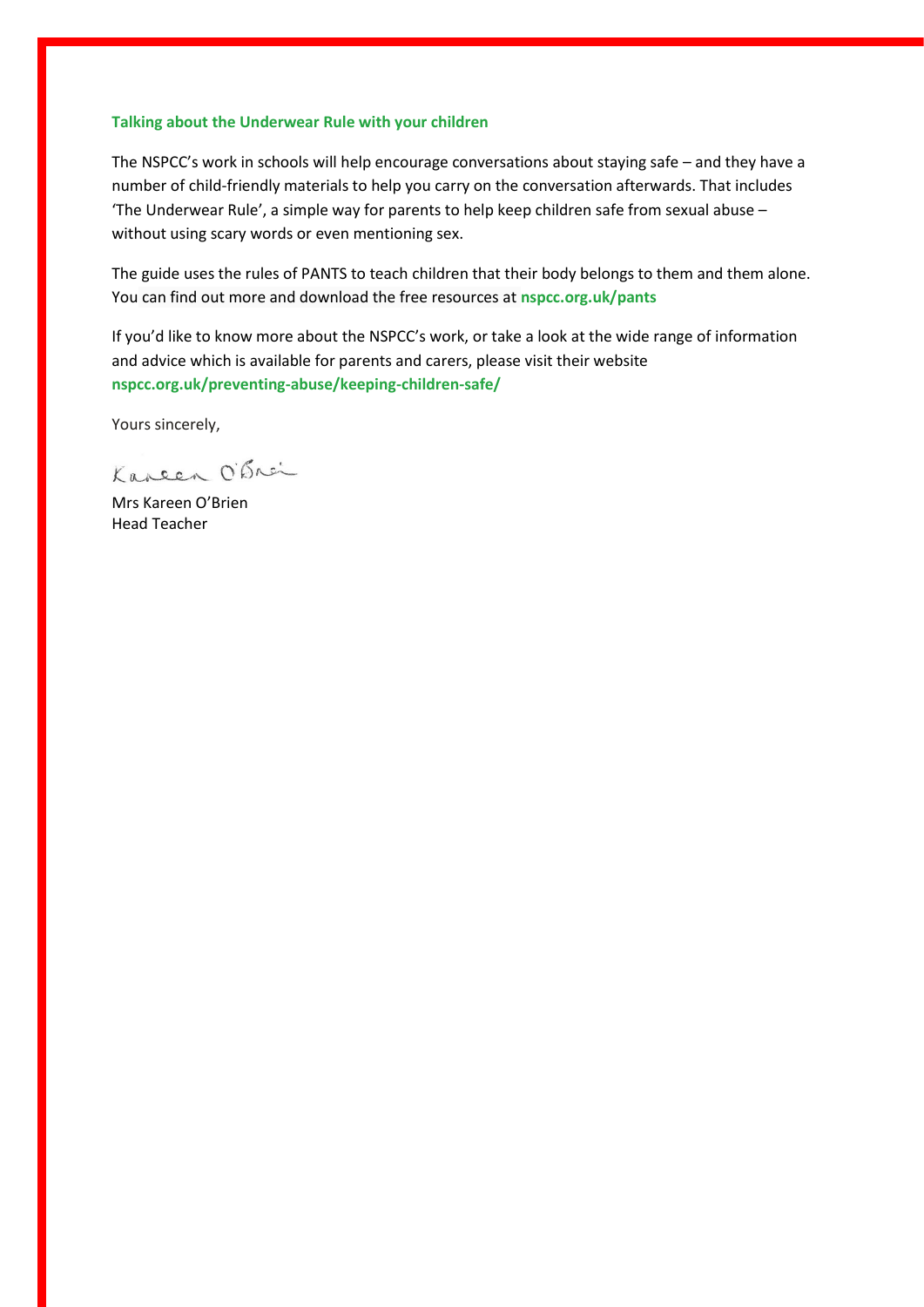**Talking about the Underwear Rule with your children**

The NSPCC's work in schools will help encourage conversations about staying safe – and they have a number of child-friendly materials to help you carry on the conversation afterwards. That includes 'The Underwear Rule', a simple way for parents to help keep children safe from sexual abuse – without using scary words or even mentioning sex.

The guide uses the rules of PANTS to teach children that their body belongs to them and them alone. You can find out more and download the free resources at **nspcc.org.uk/pants**

If you'd like to know more about the NSPCC's work, or take a look at the wide range of information and advice which is available for parents and carers, please visit their website **nspcc.org.uk/preventing-abuse/keeping-children-safe/**

Yours sincerely,

Kareen O'Brien

Mrs Kareen O'Brien
Head Teacher